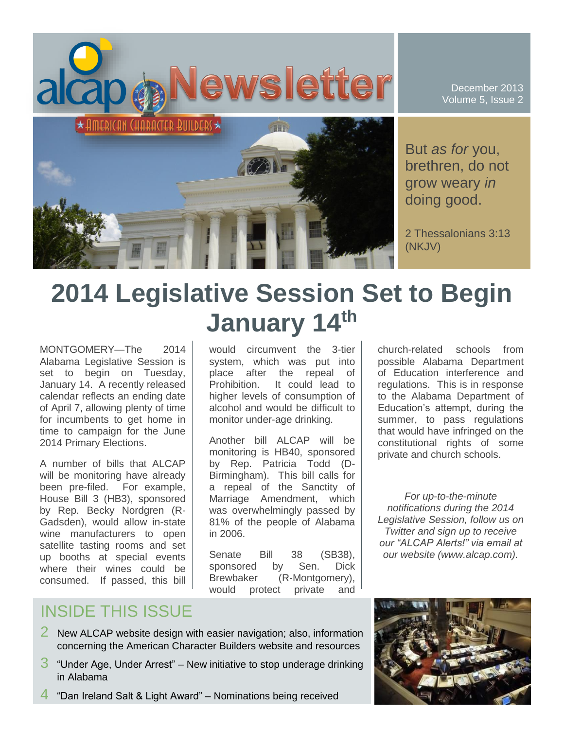# alcap Newsletter

★ AMERICAN CHARACTER BUILDERS ★

December 2013
Volume 5, Issue 2

But *as for* you, brethren, do not grow weary *in* doing good.

2 Thessalonians 3:13 (NKJV)

# 2014 Legislative Session Set to Begin January 14th

MONTGOMERY—The 2014 Alabama Legislative Session is set to begin on Tuesday, January 14. A recently released calendar reflects an ending date of April 7, allowing plenty of time for incumbents to get home in time to campaign for the June 2014 Primary Elections.

A number of bills that ALCAP will be monitoring have already been pre-filed. For example, House Bill 3 (HB3), sponsored by Rep. Becky Nordgren (R-Gadsden), would allow in-state wine manufacturers to open satellite tasting rooms and set up booths at special events where their wines could be consumed. If passed, this bill would circumvent the 3-tier system, which was put into place after the repeal of Prohibition. It could lead to higher levels of consumption of alcohol and would be difficult to monitor under-age drinking.

Another bill ALCAP will be monitoring is HB40, sponsored by Rep. Patricia Todd (D-Birmingham). This bill calls for a repeal of the Sanctity of Marriage Amendment, which was overwhelmingly passed by 81% of the people of Alabama in 2006.

Senate Bill 38 (SB38), sponsored by Sen. Dick Brewbaker (R-Montgomery), would protect private and church-related schools from possible Alabama Department of Education interference and regulations. This is in response to the Alabama Department of Education's attempt, during the summer, to pass regulations that would have infringed on the constitutional rights of some private and church schools.

*For up-to-the-minute notifications during the 2014 Legislative Session, follow us on Twitter and sign up to receive our "ALCAP Alerts!" via email at our website (www.alcap.com).*

## INSIDE THIS ISSUE

2 New ALCAP website design with easier navigation; also, information concerning the American Character Builders website and resources

3 "Under Age, Under Arrest" – New initiative to stop underage drinking in Alabama

4 "Dan Ireland Salt & Light Award" – Nominations being received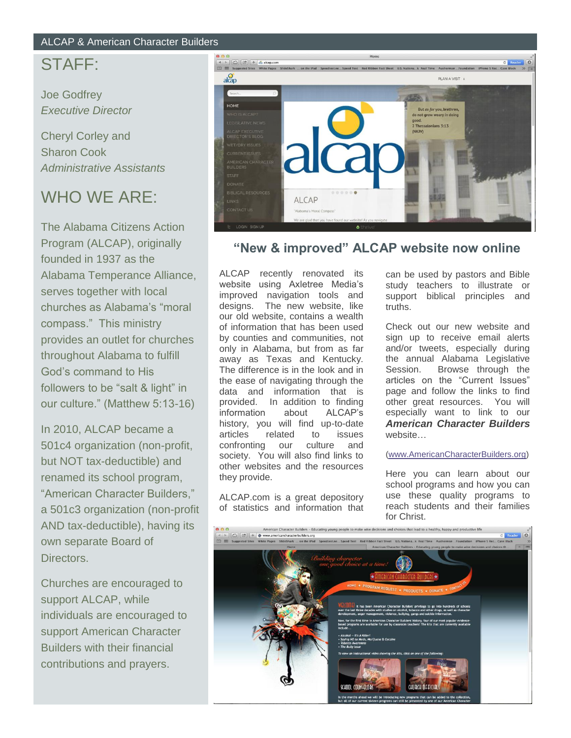ALCAP & American Character Builders

## STAFF:

Joe Godfrey
*Executive Director*

Cheryl Corley and
Sharon Cook
*Administrative Assistants*

## WHO WE ARE:

The Alabama Citizens Action Program (ALCAP), originally founded in 1937 as the Alabama Temperance Alliance, serves together with local churches as Alabama's "moral compass." This ministry provides an outlet for churches throughout Alabama to fulfill God's command to His followers to be "salt & light" in our culture." (Matthew 5:13-16)

In 2010, ALCAP became a 501c4 organization (non-profit, but NOT tax-deductible) and renamed its school program, "American Character Builders," a 501c3 organization (non-profit AND tax-deductible), having its own separate Board of Directors.

Churches are encouraged to support ALCAP, while individuals are encouraged to support American Character Builders with their financial contributions and prayers.

## "New & improved" ALCAP website now online

ALCAP recently renovated its website using Axletree Media's improved navigation tools and designs. The new website, like our old website, contains a wealth of information that has been used by counties and communities, not only in Alabama, but from as far away as Texas and Kentucky. The difference is in the look and in the ease of navigating through the data and information that is provided. In addition to finding information about ALCAP's history, you will find up-to-date articles related to issues confronting our culture and society. You will also find links to other websites and the resources they provide.

ALCAP.com is a great depository of statistics and information that can be used by pastors and Bible study teachers to illustrate or support biblical principles and truths.

Check out our new website and sign up to receive email alerts and/or tweets, especially during the annual Alabama Legislative Session. Browse through the articles on the "Current Issues" page and follow the links to find other great resources. You will especially want to link to our ***American Character Builders*** website…

(www.AmericanCharacterBuilders.org)

Here you can learn about our school programs and how you can use these quality programs to reach students and their families for Christ.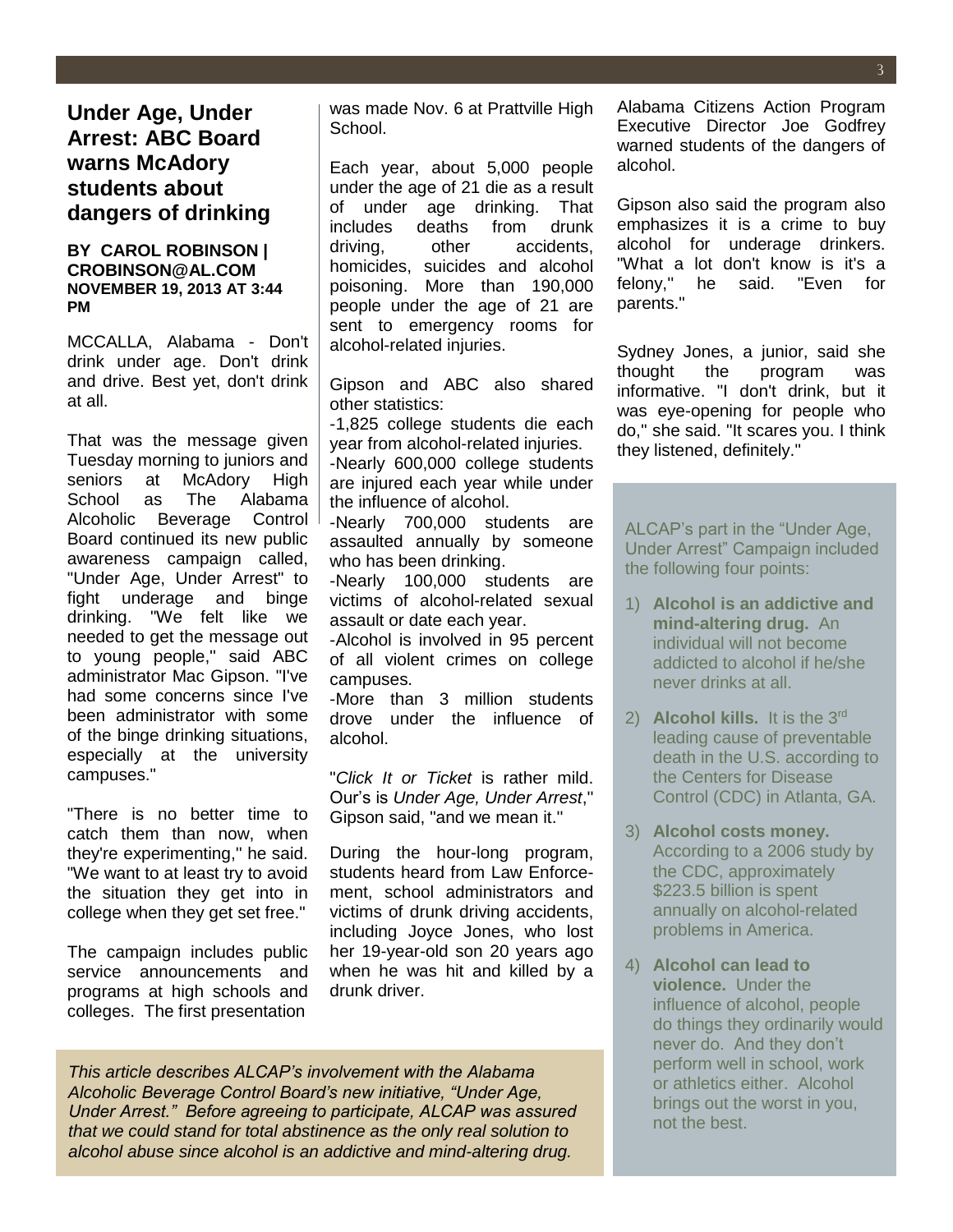## Under Age, Under Arrest: ABC Board warns McAdory students about dangers of drinking

**BY CAROL ROBINSON | CROBINSON@AL.COM**
**NOVEMBER 19, 2013 AT 3:44 PM**

MCCALLA, Alabama - Don't drink under age. Don't drink and drive. Best yet, don't drink at all.

That was the message given Tuesday morning to juniors and seniors at McAdory High School as The Alabama Alcoholic Beverage Control Board continued its new public awareness campaign called, "Under Age, Under Arrest" to fight underage and binge drinking. "We felt like we needed to get the message out to young people," said ABC administrator Mac Gipson. "I've had some concerns since I've been administrator with some of the binge drinking situations, especially at the university campuses."

"There is no better time to catch them than now, when they're experimenting," he said. "We want to at least try to avoid the situation they get into in college when they get set free."

The campaign includes public service announcements and programs at high schools and colleges. The first presentation was made Nov. 6 at Prattville High School.

Each year, about 5,000 people under the age of 21 die as a result of under age drinking. That includes deaths from drunk driving, other accidents, homicides, suicides and alcohol poisoning. More than 190,000 people under the age of 21 are sent to emergency rooms for alcohol-related injuries.

Gipson and ABC also shared other statistics:
-1,825 college students die each year from alcohol-related injuries.
-Nearly 600,000 college students are injured each year while under the influence of alcohol.
-Nearly 700,000 students are assaulted annually by someone who has been drinking.
-Nearly 100,000 students are victims of alcohol-related sexual assault or date each year.
-Alcohol is involved in 95 percent of all violent crimes on college campuses.
-More than 3 million students drove under the influence of alcohol.

"*Click It or Ticket* is rather mild. Our's is *Under Age, Under Arrest*," Gipson said, "and we mean it."

During the hour-long program, students heard from Law Enforcement, school administrators and victims of drunk driving accidents, including Joyce Jones, who lost her 19-year-old son 20 years ago when he was hit and killed by a drunk driver.

Alabama Citizens Action Program Executive Director Joe Godfrey warned students of the dangers of alcohol.

Gipson also said the program also emphasizes it is a crime to buy alcohol for underage drinkers. "What a lot don't know is it's a felony," he said. "Even for parents."

Sydney Jones, a junior, said she thought the program was informative. "I don't drink, but it was eye-opening for people who do," she said. "It scares you. I think they listened, definitely."

*This article describes ALCAP's involvement with the Alabama Alcoholic Beverage Control Board's new initiative, "Under Age, Under Arrest." Before agreeing to participate, ALCAP was assured that we could stand for total abstinence as the only real solution to alcohol abuse since alcohol is an addictive and mind-altering drug.*

ALCAP's part in the "Under Age, Under Arrest" Campaign included the following four points:

1) **Alcohol is an addictive and mind-altering drug.** An individual will not become addicted to alcohol if he/she never drinks at all.
2) **Alcohol kills.** It is the 3rd leading cause of preventable death in the U.S. according to the Centers for Disease Control (CDC) in Atlanta, GA.
3) **Alcohol costs money.** According to a 2006 study by the CDC, approximately $223.5 billion is spent annually on alcohol-related problems in America.
4) **Alcohol can lead to violence.** Under the influence of alcohol, people do things they ordinarily would never do. And they don't perform well in school, work or athletics either. Alcohol brings out the worst in you, not the best.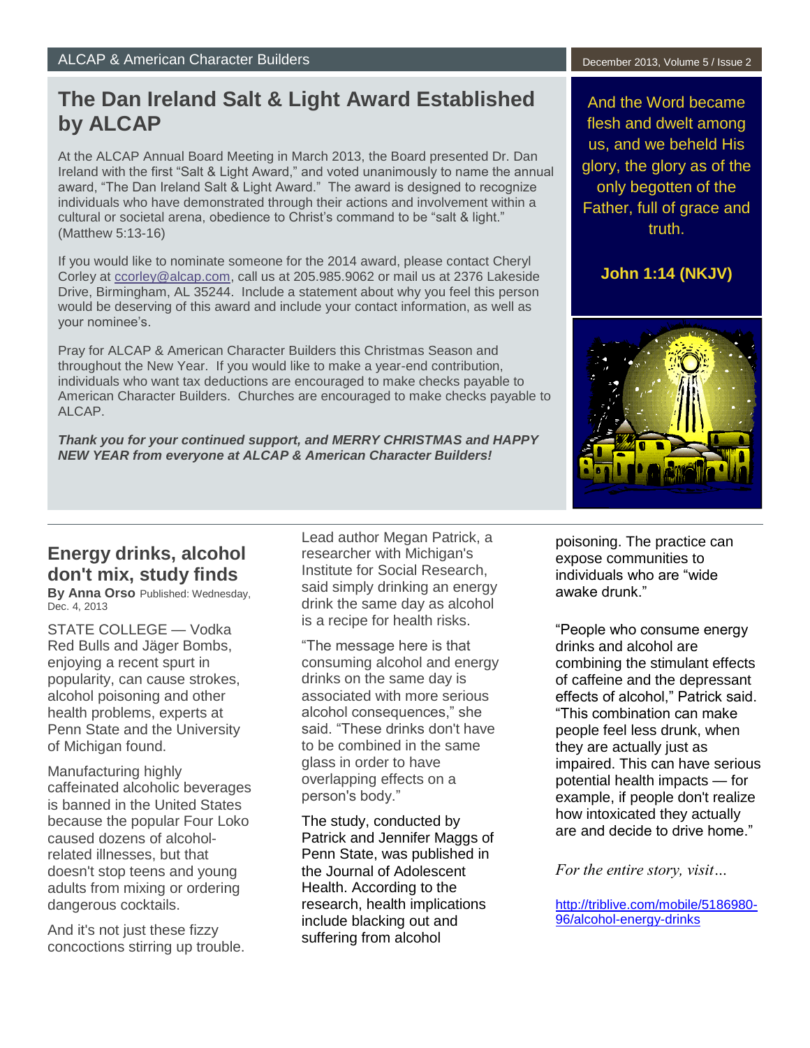# The Dan Ireland Salt & Light Award Established by ALCAP

At the ALCAP Annual Board Meeting in March 2013, the Board presented Dr. Dan Ireland with the first "Salt & Light Award," and voted unanimously to name the annual award, "The Dan Ireland Salt & Light Award." The award is designed to recognize individuals who have demonstrated through their actions and involvement within a cultural or societal arena, obedience to Christ's command to be "salt & light." (Matthew 5:13-16)

If you would like to nominate someone for the 2014 award, please contact Cheryl Corley at ccorley@alcap.com, call us at 205.985.9062 or mail us at 2376 Lakeside Drive, Birmingham, AL 35244. Include a statement about why you feel this person would be deserving of this award and include your contact information, as well as your nominee's.

Pray for ALCAP & American Character Builders this Christmas Season and throughout the New Year. If you would like to make a year-end contribution, individuals who want tax deductions are encouraged to make checks payable to American Character Builders. Churches are encouraged to make checks payable to ALCAP.

***Thank you for your continued support, and MERRY CHRISTMAS and HAPPY NEW YEAR from everyone at ALCAP & American Character Builders!***

And the Word became flesh and dwelt among us, and we beheld His glory, the glory as of the only begotten of the Father, full of grace and truth.

**John 1:14 (NKJV)**

## Energy drinks, alcohol don't mix, study finds

**By Anna Orso** Published: Wednesday, Dec. 4, 2013

STATE COLLEGE — Vodka Red Bulls and Jäger Bombs, enjoying a recent spurt in popularity, can cause strokes, alcohol poisoning and other health problems, experts at Penn State and the University of Michigan found.

Manufacturing highly caffeinated alcoholic beverages is banned in the United States because the popular Four Loko caused dozens of alcohol-related illnesses, but that doesn't stop teens and young adults from mixing or ordering dangerous cocktails.

And it's not just these fizzy concoctions stirring up trouble.

Lead author Megan Patrick, a researcher with Michigan's Institute for Social Research, said simply drinking an energy drink the same day as alcohol is a recipe for health risks.

"The message here is that consuming alcohol and energy drinks on the same day is associated with more serious alcohol consequences," she said. "These drinks don't have to be combined in the same glass in order to have overlapping effects on a person's body."

The study, conducted by Patrick and Jennifer Maggs of Penn State, was published in the Journal of Adolescent Health. According to the research, health implications include blacking out and suffering from alcohol poisoning. The practice can expose communities to individuals who are "wide awake drunk."

"People who consume energy drinks and alcohol are combining the stimulant effects of caffeine and the depressant effects of alcohol," Patrick said. "This combination can make people feel less drunk, when they are actually just as impaired. This can have serious potential health impacts — for example, if people don't realize how intoxicated they actually are and decide to drive home."

*For the entire story, visit…*

http://triblive.com/mobile/5186980-96/alcohol-energy-drinks